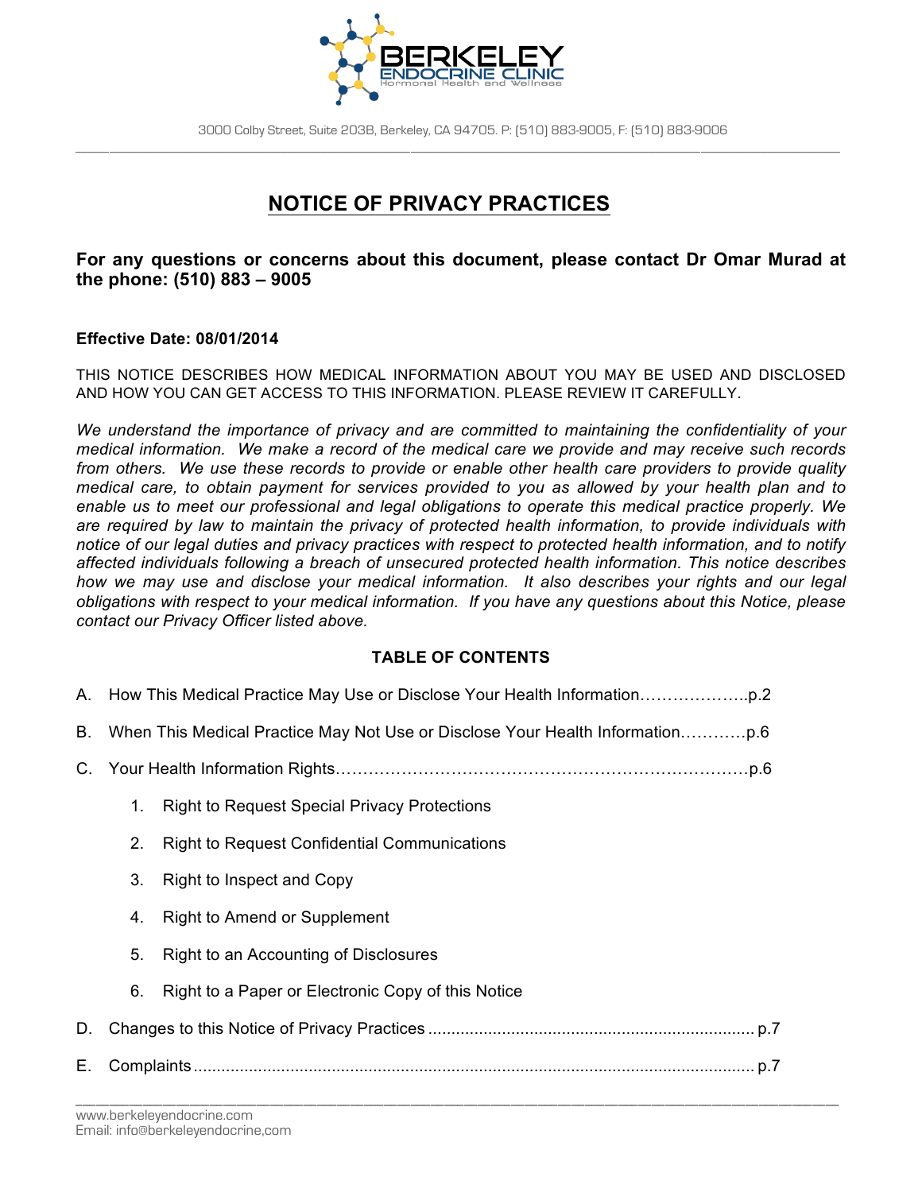BERKELEY ENDOCRINE CLINIC
Hormonal Health and Wellness

3000 Colby Street, Suite 203B, Berkeley, CA 94705. P: (510) 883-9005, F: (510) 883-9006

# NOTICE OF PRIVACY PRACTICES

**For any questions or concerns about this document, please contact Dr Omar Murad at the phone: (510) 883 – 9005**

**Effective Date: 08/01/2014**

THIS NOTICE DESCRIBES HOW MEDICAL INFORMATION ABOUT YOU MAY BE USED AND DISCLOSED AND HOW YOU CAN GET ACCESS TO THIS INFORMATION. PLEASE REVIEW IT CAREFULLY.

*We understand the importance of privacy and are committed to maintaining the confidentiality of your medical information. We make a record of the medical care we provide and may receive such records from others. We use these records to provide or enable other health care providers to provide quality medical care, to obtain payment for services provided to you as allowed by your health plan and to enable us to meet our professional and legal obligations to operate this medical practice properly. We are required by law to maintain the privacy of protected health information, to provide individuals with notice of our legal duties and privacy practices with respect to protected health information, and to notify affected individuals following a breach of unsecured protected health information. This notice describes how we may use and disclose your medical information. It also describes your rights and our legal obligations with respect to your medical information. If you have any questions about this Notice, please contact our Privacy Officer listed above.*

**TABLE OF CONTENTS**

A. How This Medical Practice May Use or Disclose Your Health Information………………..p.2

B. When This Medical Practice May Not Use or Disclose Your Health Information…………p.6

C. Your Health Information Rights………………………………………………………………p.6

1. Right to Request Special Privacy Protections
2. Right to Request Confidential Communications
3. Right to Inspect and Copy
4. Right to Amend or Supplement
5. Right to an Accounting of Disclosures
6. Right to a Paper or Electronic Copy of this Notice

D. Changes to this Notice of Privacy Practices ....................................................................... p.7

E. Complaints ......................................................................................................................... p.7

www.berkeleyendocrine.com
Email: info@berkeleyendocrine,com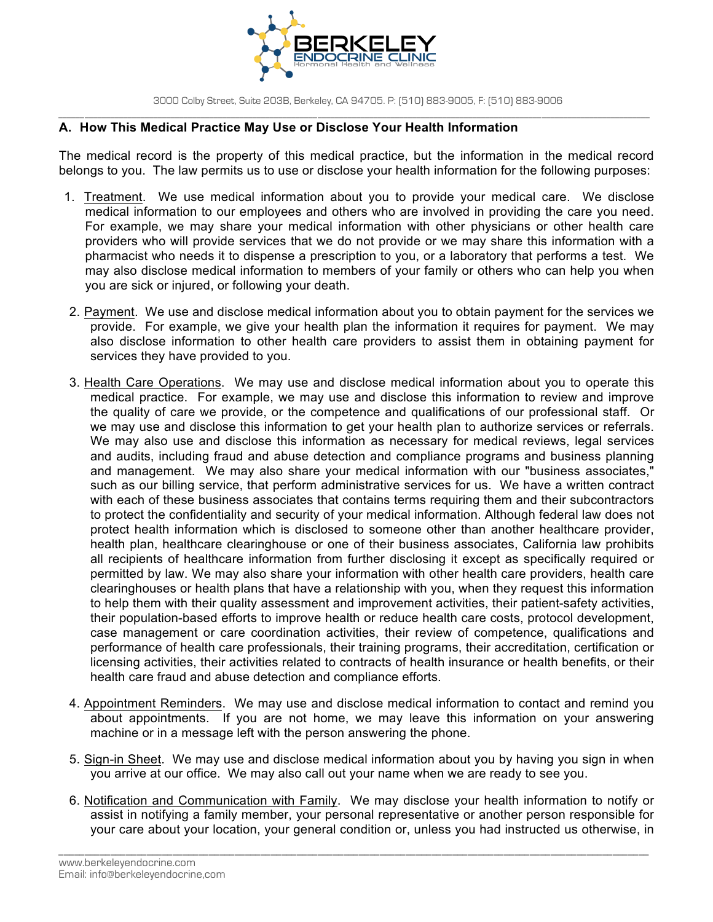## A. How This Medical Practice May Use or Disclose Your Health Information

The medical record is the property of this medical practice, but the information in the medical record belongs to you. The law permits us to use or disclose your health information for the following purposes:

1. Treatment. We use medical information about you to provide your medical care. We disclose medical information to our employees and others who are involved in providing the care you need. For example, we may share your medical information with other physicians or other health care providers who will provide services that we do not provide or we may share this information with a pharmacist who needs it to dispense a prescription to you, or a laboratory that performs a test. We may also disclose medical information to members of your family or others who can help you when you are sick or injured, or following your death.

2. Payment. We use and disclose medical information about you to obtain payment for the services we provide. For example, we give your health plan the information it requires for payment. We may also disclose information to other health care providers to assist them in obtaining payment for services they have provided to you.

3. Health Care Operations. We may use and disclose medical information about you to operate this medical practice. For example, we may use and disclose this information to review and improve the quality of care we provide, or the competence and qualifications of our professional staff. Or we may use and disclose this information to get your health plan to authorize services or referrals. We may also use and disclose this information as necessary for medical reviews, legal services and audits, including fraud and abuse detection and compliance programs and business planning and management. We may also share your medical information with our "business associates," such as our billing service, that perform administrative services for us. We have a written contract with each of these business associates that contains terms requiring them and their subcontractors to protect the confidentiality and security of your medical information. Although federal law does not protect health information which is disclosed to someone other than another healthcare provider, health plan, healthcare clearinghouse or one of their business associates, California law prohibits all recipients of healthcare information from further disclosing it except as specifically required or permitted by law. We may also share your information with other health care providers, health care clearinghouses or health plans that have a relationship with you, when they request this information to help them with their quality assessment and improvement activities, their patient-safety activities, their population-based efforts to improve health or reduce health care costs, protocol development, case management or care coordination activities, their review of competence, qualifications and performance of health care professionals, their training programs, their accreditation, certification or licensing activities, their activities related to contracts of health insurance or health benefits, or their health care fraud and abuse detection and compliance efforts.

4. Appointment Reminders. We may use and disclose medical information to contact and remind you about appointments. If you are not home, we may leave this information on your answering machine or in a message left with the person answering the phone.

5. Sign-in Sheet. We may use and disclose medical information about you by having you sign in when you arrive at our office. We may also call out your name when we are ready to see you.

6. Notification and Communication with Family. We may disclose your health information to notify or assist in notifying a family member, your personal representative or another person responsible for your care about your location, your general condition or, unless you had instructed us otherwise, in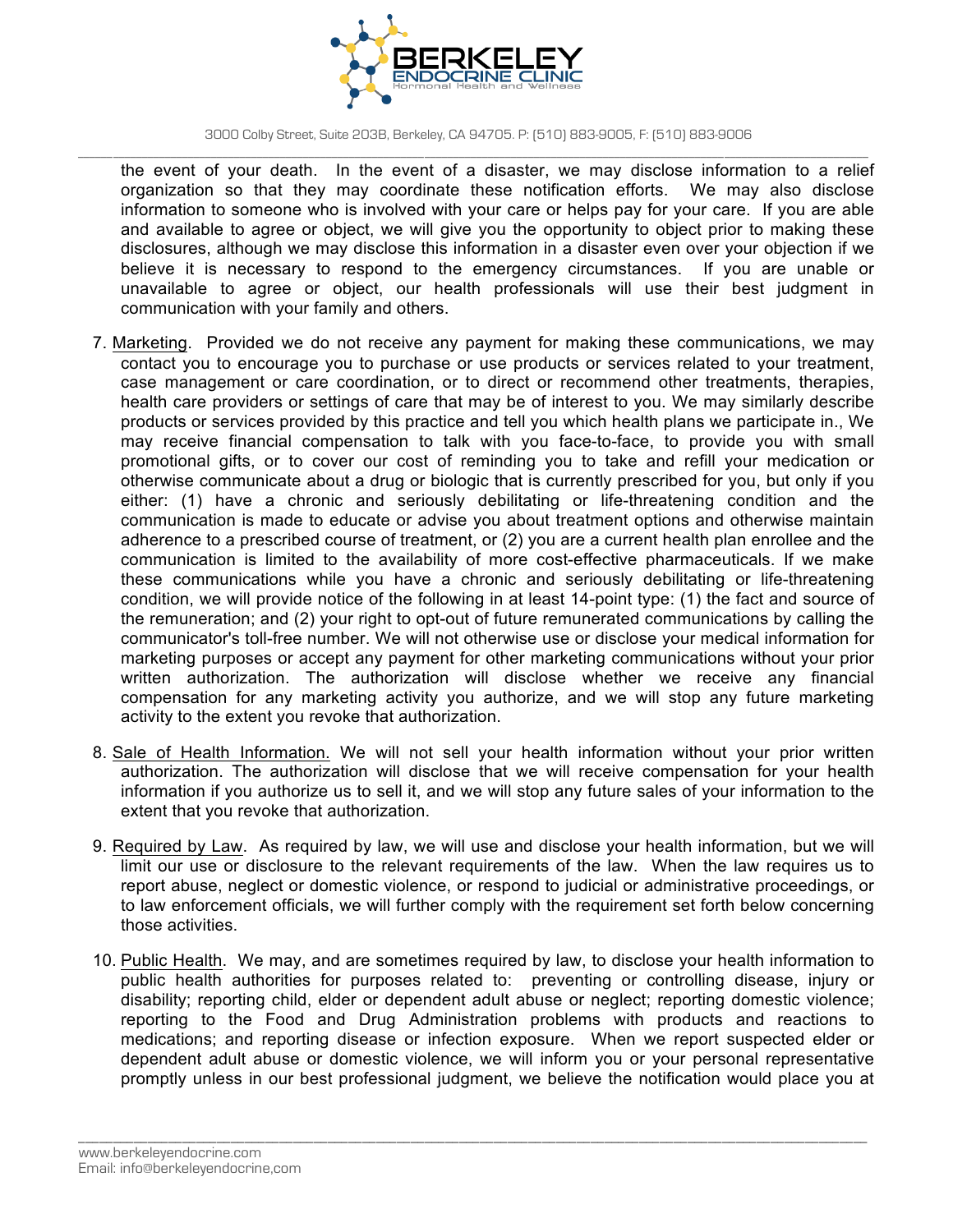the event of your death. In the event of a disaster, we may disclose information to a relief organization so that they may coordinate these notification efforts. We may also disclose information to someone who is involved with your care or helps pay for your care. If you are able and available to agree or object, we will give you the opportunity to object prior to making these disclosures, although we may disclose this information in a disaster even over your objection if we believe it is necessary to respond to the emergency circumstances. If you are unable or unavailable to agree or object, our health professionals will use their best judgment in communication with your family and others.

7. Marketing. Provided we do not receive any payment for making these communications, we may contact you to encourage you to purchase or use products or services related to your treatment, case management or care coordination, or to direct or recommend other treatments, therapies, health care providers or settings of care that may be of interest to you. We may similarly describe products or services provided by this practice and tell you which health plans we participate in., We may receive financial compensation to talk with you face-to-face, to provide you with small promotional gifts, or to cover our cost of reminding you to take and refill your medication or otherwise communicate about a drug or biologic that is currently prescribed for you, but only if you either: (1) have a chronic and seriously debilitating or life-threatening condition and the communication is made to educate or advise you about treatment options and otherwise maintain adherence to a prescribed course of treatment, or (2) you are a current health plan enrollee and the communication is limited to the availability of more cost-effective pharmaceuticals. If we make these communications while you have a chronic and seriously debilitating or life-threatening condition, we will provide notice of the following in at least 14-point type: (1) the fact and source of the remuneration; and (2) your right to opt-out of future remunerated communications by calling the communicator's toll-free number. We will not otherwise use or disclose your medical information for marketing purposes or accept any payment for other marketing communications without your prior written authorization. The authorization will disclose whether we receive any financial compensation for any marketing activity you authorize, and we will stop any future marketing activity to the extent you revoke that authorization.

8. Sale of Health Information. We will not sell your health information without your prior written authorization. The authorization will disclose that we will receive compensation for your health information if you authorize us to sell it, and we will stop any future sales of your information to the extent that you revoke that authorization.

9. Required by Law. As required by law, we will use and disclose your health information, but we will limit our use or disclosure to the relevant requirements of the law. When the law requires us to report abuse, neglect or domestic violence, or respond to judicial or administrative proceedings, or to law enforcement officials, we will further comply with the requirement set forth below concerning those activities.

10. Public Health. We may, and are sometimes required by law, to disclose your health information to public health authorities for purposes related to: preventing or controlling disease, injury or disability; reporting child, elder or dependent adult abuse or neglect; reporting domestic violence; reporting to the Food and Drug Administration problems with products and reactions to medications; and reporting disease or infection exposure. When we report suspected elder or dependent adult abuse or domestic violence, we will inform you or your personal representative promptly unless in our best professional judgment, we believe the notification would place you at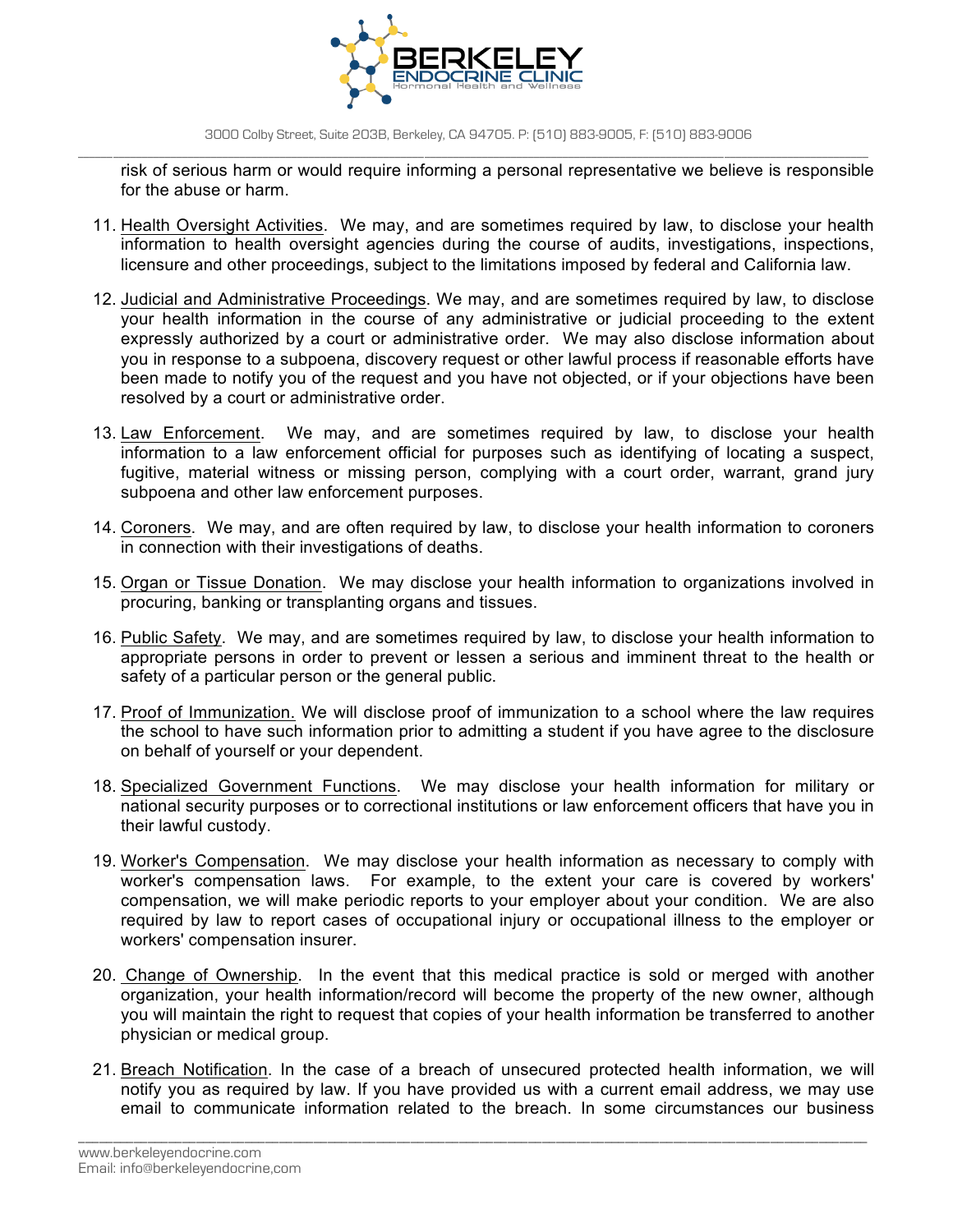risk of serious harm or would require informing a personal representative we believe is responsible for the abuse or harm.

11. Health Oversight Activities. We may, and are sometimes required by law, to disclose your health information to health oversight agencies during the course of audits, investigations, inspections, licensure and other proceedings, subject to the limitations imposed by federal and California law.

12. Judicial and Administrative Proceedings. We may, and are sometimes required by law, to disclose your health information in the course of any administrative or judicial proceeding to the extent expressly authorized by a court or administrative order. We may also disclose information about you in response to a subpoena, discovery request or other lawful process if reasonable efforts have been made to notify you of the request and you have not objected, or if your objections have been resolved by a court or administrative order.

13. Law Enforcement. We may, and are sometimes required by law, to disclose your health information to a law enforcement official for purposes such as identifying of locating a suspect, fugitive, material witness or missing person, complying with a court order, warrant, grand jury subpoena and other law enforcement purposes.

14. Coroners. We may, and are often required by law, to disclose your health information to coroners in connection with their investigations of deaths.

15. Organ or Tissue Donation. We may disclose your health information to organizations involved in procuring, banking or transplanting organs and tissues.

16. Public Safety. We may, and are sometimes required by law, to disclose your health information to appropriate persons in order to prevent or lessen a serious and imminent threat to the health or safety of a particular person or the general public.

17. Proof of Immunization. We will disclose proof of immunization to a school where the law requires the school to have such information prior to admitting a student if you have agree to the disclosure on behalf of yourself or your dependent.

18. Specialized Government Functions. We may disclose your health information for military or national security purposes or to correctional institutions or law enforcement officers that have you in their lawful custody.

19. Worker's Compensation. We may disclose your health information as necessary to comply with worker's compensation laws. For example, to the extent your care is covered by workers' compensation, we will make periodic reports to your employer about your condition. We are also required by law to report cases of occupational injury or occupational illness to the employer or workers' compensation insurer.

20. Change of Ownership. In the event that this medical practice is sold or merged with another organization, your health information/record will become the property of the new owner, although you will maintain the right to request that copies of your health information be transferred to another physician or medical group.

21. Breach Notification. In the case of a breach of unsecured protected health information, we will notify you as required by law. If you have provided us with a current email address, we may use email to communicate information related to the breach. In some circumstances our business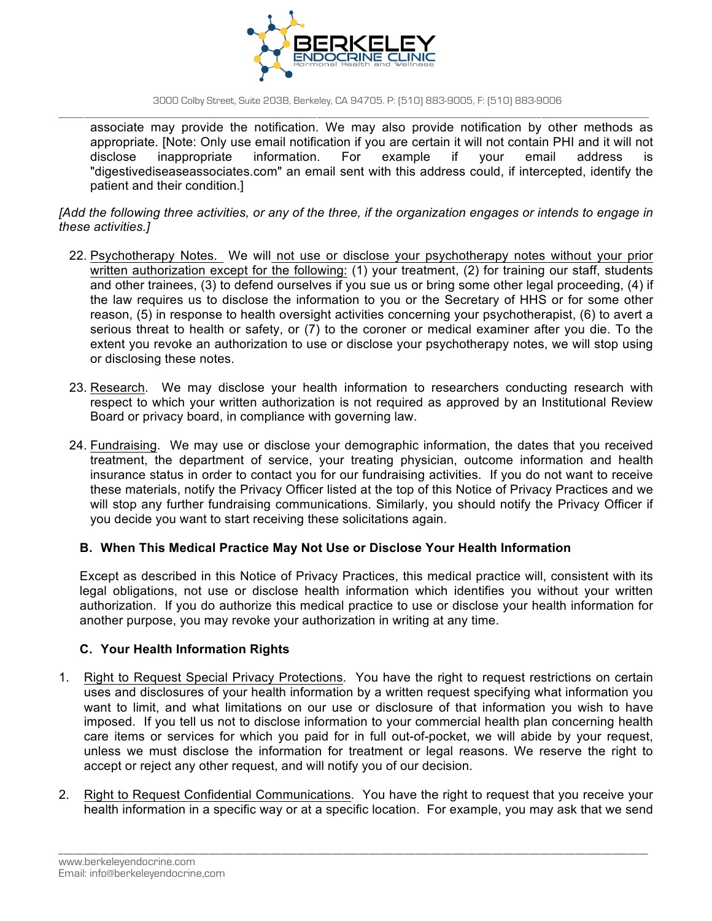associate may provide the notification. We may also provide notification by other methods as appropriate. [Note: Only use email notification if you are certain it will not contain PHI and it will not disclose inappropriate information. For example if your email address is "digestivediseaseassociates.com" an email sent with this address could, if intercepted, identify the patient and their condition.]

*[Add the following three activities, or any of the three, if the organization engages or intends to engage in these activities.]*

22. Psychotherapy Notes. We will not use or disclose your psychotherapy notes without your prior written authorization except for the following: (1) your treatment, (2) for training our staff, students and other trainees, (3) to defend ourselves if you sue us or bring some other legal proceeding, (4) if the law requires us to disclose the information to you or the Secretary of HHS or for some other reason, (5) in response to health oversight activities concerning your psychotherapist, (6) to avert a serious threat to health or safety, or (7) to the coroner or medical examiner after you die. To the extent you revoke an authorization to use or disclose your psychotherapy notes, we will stop using or disclosing these notes.

23. Research. We may disclose your health information to researchers conducting research with respect to which your written authorization is not required as approved by an Institutional Review Board or privacy board, in compliance with governing law.

24. Fundraising. We may use or disclose your demographic information, the dates that you received treatment, the department of service, your treating physician, outcome information and health insurance status in order to contact you for our fundraising activities. If you do not want to receive these materials, notify the Privacy Officer listed at the top of this Notice of Privacy Practices and we will stop any further fundraising communications. Similarly, you should notify the Privacy Officer if you decide you want to start receiving these solicitations again.

### B. When This Medical Practice May Not Use or Disclose Your Health Information

Except as described in this Notice of Privacy Practices, this medical practice will, consistent with its legal obligations, not use or disclose health information which identifies you without your written authorization. If you do authorize this medical practice to use or disclose your health information for another purpose, you may revoke your authorization in writing at any time.

### C. Your Health Information Rights

1. Right to Request Special Privacy Protections. You have the right to request restrictions on certain uses and disclosures of your health information by a written request specifying what information you want to limit, and what limitations on our use or disclosure of that information you wish to have imposed. If you tell us not to disclose information to your commercial health plan concerning health care items or services for which you paid for in full out-of-pocket, we will abide by your request, unless we must disclose the information for treatment or legal reasons. We reserve the right to accept or reject any other request, and will notify you of our decision.

2. Right to Request Confidential Communications. You have the right to request that you receive your health information in a specific way or at a specific location. For example, you may ask that we send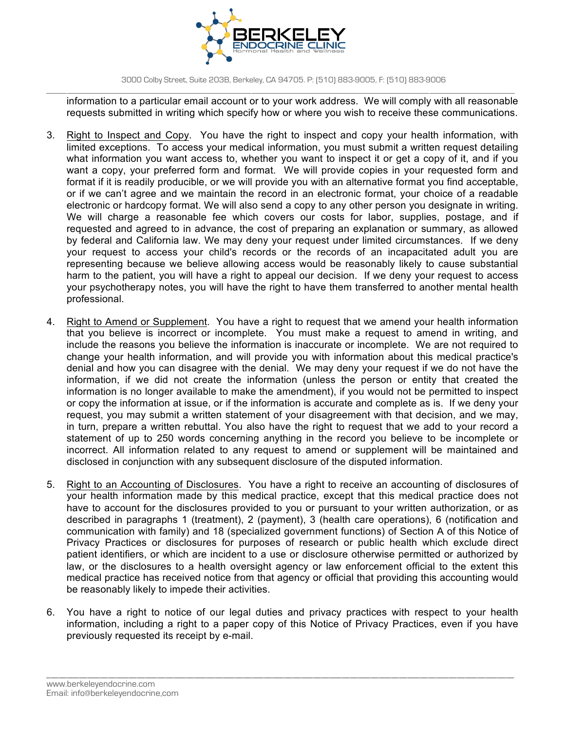information to a particular email account or to your work address. We will comply with all reasonable requests submitted in writing which specify how or where you wish to receive these communications.

3. Right to Inspect and Copy. You have the right to inspect and copy your health information, with limited exceptions. To access your medical information, you must submit a written request detailing what information you want access to, whether you want to inspect it or get a copy of it, and if you want a copy, your preferred form and format. We will provide copies in your requested form and format if it is readily producible, or we will provide you with an alternative format you find acceptable, or if we can't agree and we maintain the record in an electronic format, your choice of a readable electronic or hardcopy format. We will also send a copy to any other person you designate in writing. We will charge a reasonable fee which covers our costs for labor, supplies, postage, and if requested and agreed to in advance, the cost of preparing an explanation or summary, as allowed by federal and California law. We may deny your request under limited circumstances. If we deny your request to access your child's records or the records of an incapacitated adult you are representing because we believe allowing access would be reasonably likely to cause substantial harm to the patient, you will have a right to appeal our decision. If we deny your request to access your psychotherapy notes, you will have the right to have them transferred to another mental health professional.

4. Right to Amend or Supplement. You have a right to request that we amend your health information that you believe is incorrect or incomplete. You must make a request to amend in writing, and include the reasons you believe the information is inaccurate or incomplete. We are not required to change your health information, and will provide you with information about this medical practice's denial and how you can disagree with the denial. We may deny your request if we do not have the information, if we did not create the information (unless the person or entity that created the information is no longer available to make the amendment), if you would not be permitted to inspect or copy the information at issue, or if the information is accurate and complete as is. If we deny your request, you may submit a written statement of your disagreement with that decision, and we may, in turn, prepare a written rebuttal. You also have the right to request that we add to your record a statement of up to 250 words concerning anything in the record you believe to be incomplete or incorrect. All information related to any request to amend or supplement will be maintained and disclosed in conjunction with any subsequent disclosure of the disputed information.

5. Right to an Accounting of Disclosures. You have a right to receive an accounting of disclosures of your health information made by this medical practice, except that this medical practice does not have to account for the disclosures provided to you or pursuant to your written authorization, or as described in paragraphs 1 (treatment), 2 (payment), 3 (health care operations), 6 (notification and communication with family) and 18 (specialized government functions) of Section A of this Notice of Privacy Practices or disclosures for purposes of research or public health which exclude direct patient identifiers, or which are incident to a use or disclosure otherwise permitted or authorized by law, or the disclosures to a health oversight agency or law enforcement official to the extent this medical practice has received notice from that agency or official that providing this accounting would be reasonably likely to impede their activities.

6. You have a right to notice of our legal duties and privacy practices with respect to your health information, including a right to a paper copy of this Notice of Privacy Practices, even if you have previously requested its receipt by e-mail.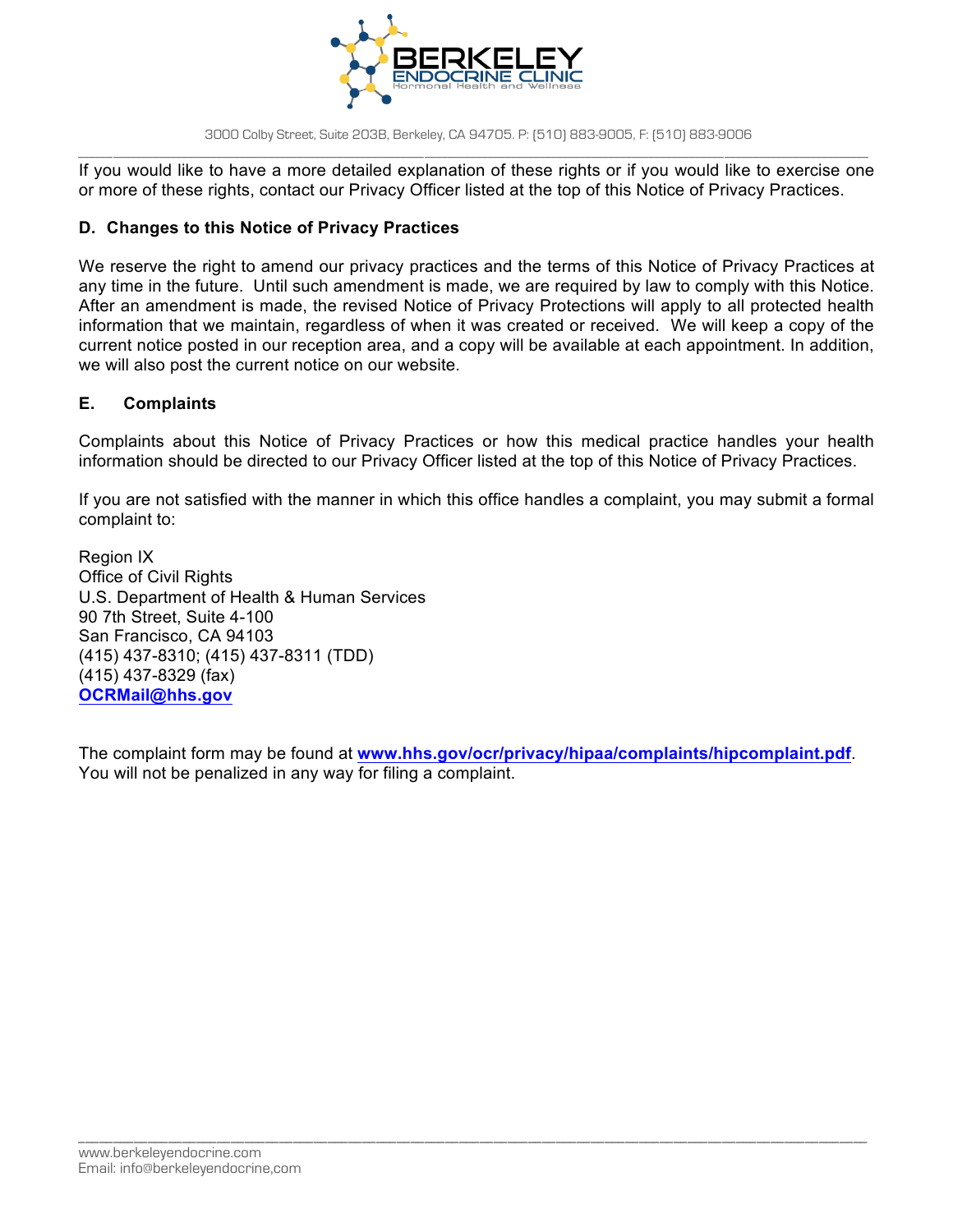If you would like to have a more detailed explanation of these rights or if you would like to exercise one or more of these rights, contact our Privacy Officer listed at the top of this Notice of Privacy Practices.

### D. Changes to this Notice of Privacy Practices

We reserve the right to amend our privacy practices and the terms of this Notice of Privacy Practices at any time in the future. Until such amendment is made, we are required by law to comply with this Notice. After an amendment is made, the revised Notice of Privacy Protections will apply to all protected health information that we maintain, regardless of when it was created or received. We will keep a copy of the current notice posted in our reception area, and a copy will be available at each appointment. In addition, we will also post the current notice on our website.

### E. Complaints

Complaints about this Notice of Privacy Practices or how this medical practice handles your health information should be directed to our Privacy Officer listed at the top of this Notice of Privacy Practices.

If you are not satisfied with the manner in which this office handles a complaint, you may submit a formal complaint to:

Region IX
Office of Civil Rights
U.S. Department of Health & Human Services
90 7th Street, Suite 4-100
San Francisco, CA 94103
(415) 437-8310; (415) 437-8311 (TDD)
(415) 437-8329 (fax)
**OCRMail@hhs.gov**

The complaint form may be found at **www.hhs.gov/ocr/privacy/hipaa/complaints/hipcomplaint.pdf**. You will not be penalized in any way for filing a complaint.